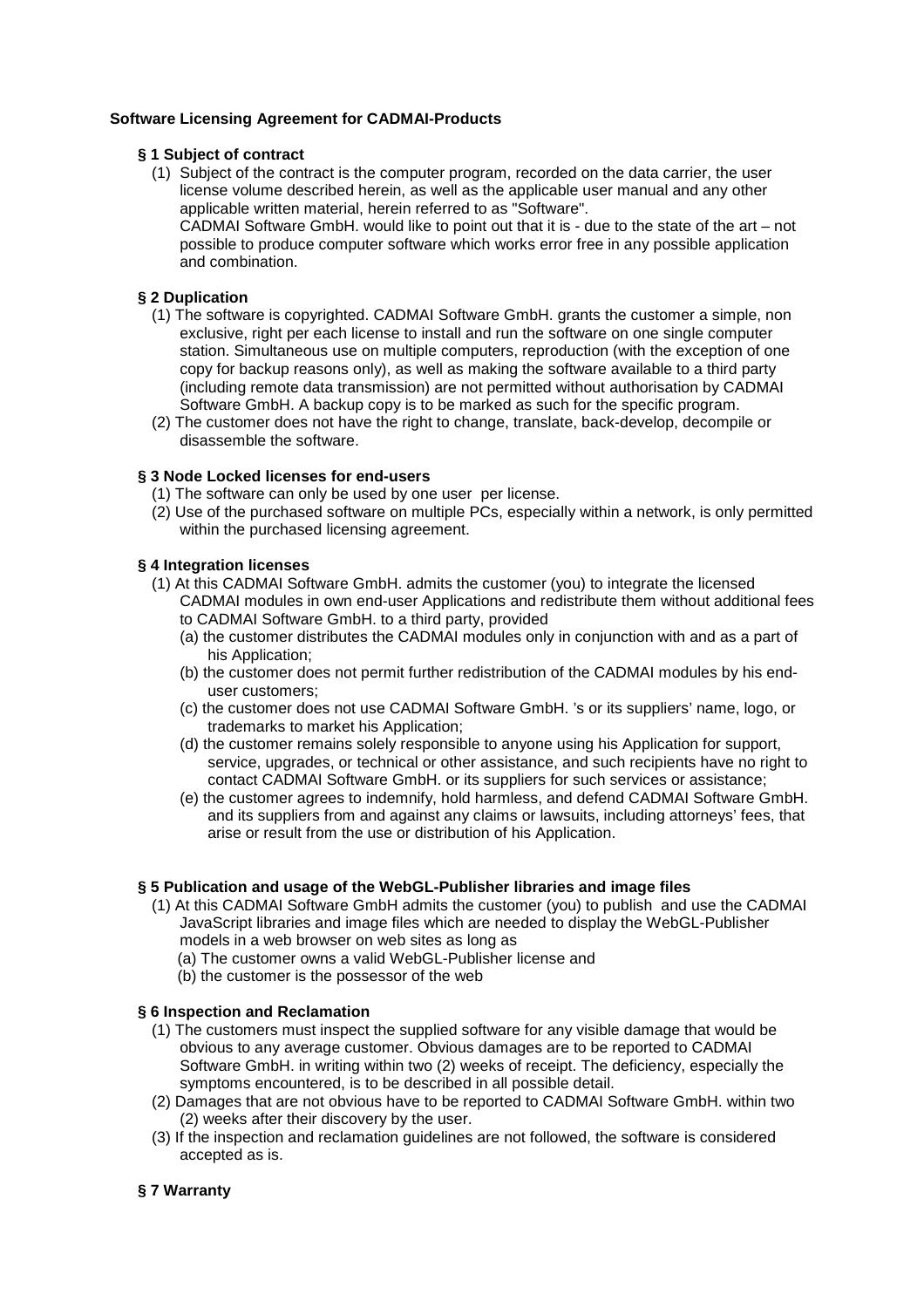**Software Licensing Agreement for CADMAI-Products**

**§ 1 Subject of contract**

(1) Subject of the contract is the computer program, recorded on the data carrier, the user license volume described herein, as well as the applicable user manual and any other applicable written material, herein referred to as "Software".
CADMAI Software GmbH. would like to point out that it is - due to the state of the art – not possible to produce computer software which works error free in any possible application and combination.

**§ 2 Duplication**

(1) The software is copyrighted. CADMAI Software GmbH. grants the customer a simple, non exclusive, right per each license to install and run the software on one single computer station. Simultaneous use on multiple computers, reproduction (with the exception of one copy for backup reasons only), as well as making the software available to a third party (including remote data transmission) are not permitted without authorisation by CADMAI Software GmbH. A backup copy is to be marked as such for the specific program.

(2) The customer does not have the right to change, translate, back-develop, decompile or disassemble the software.

**§ 3 Node Locked licenses for end-users**

(1) The software can only be used by one user per license.

(2) Use of the purchased software on multiple PCs, especially within a network, is only permitted within the purchased licensing agreement.

**§ 4 Integration licenses**

(1) At this CADMAI Software GmbH. admits the customer (you) to integrate the licensed CADMAI modules in own end-user Applications and redistribute them without additional fees to CADMAI Software GmbH. to a third party, provided
   (a) the customer distributes the CADMAI modules only in conjunction with and as a part of his Application;
   (b) the customer does not permit further redistribution of the CADMAI modules by his end-user customers;
   (c) the customer does not use CADMAI Software GmbH. 's or its suppliers' name, logo, or trademarks to market his Application;
   (d) the customer remains solely responsible to anyone using his Application for support, service, upgrades, or technical or other assistance, and such recipients have no right to contact CADMAI Software GmbH. or its suppliers for such services or assistance;
   (e) the customer agrees to indemnify, hold harmless, and defend CADMAI Software GmbH. and its suppliers from and against any claims or lawsuits, including attorneys' fees, that arise or result from the use or distribution of his Application.

**§ 5 Publication and usage of the WebGL-Publisher libraries and image files**

(1) At this CADMAI Software GmbH admits the customer (you) to publish and use the CADMAI JavaScript libraries and image files which are needed to display the WebGL-Publisher models in a web browser on web sites as long as
   (a) The customer owns a valid WebGL-Publisher license and
   (b) the customer is the possessor of the web

**§ 6 Inspection and Reclamation**

(1) The customers must inspect the supplied software for any visible damage that would be obvious to any average customer. Obvious damages are to be reported to CADMAI Software GmbH. in writing within two (2) weeks of receipt. The deficiency, especially the symptoms encountered, is to be described in all possible detail.

(2) Damages that are not obvious have to be reported to CADMAI Software GmbH. within two (2) weeks after their discovery by the user.

(3) If the inspection and reclamation guidelines are not followed, the software is considered accepted as is.

**§ 7 Warranty**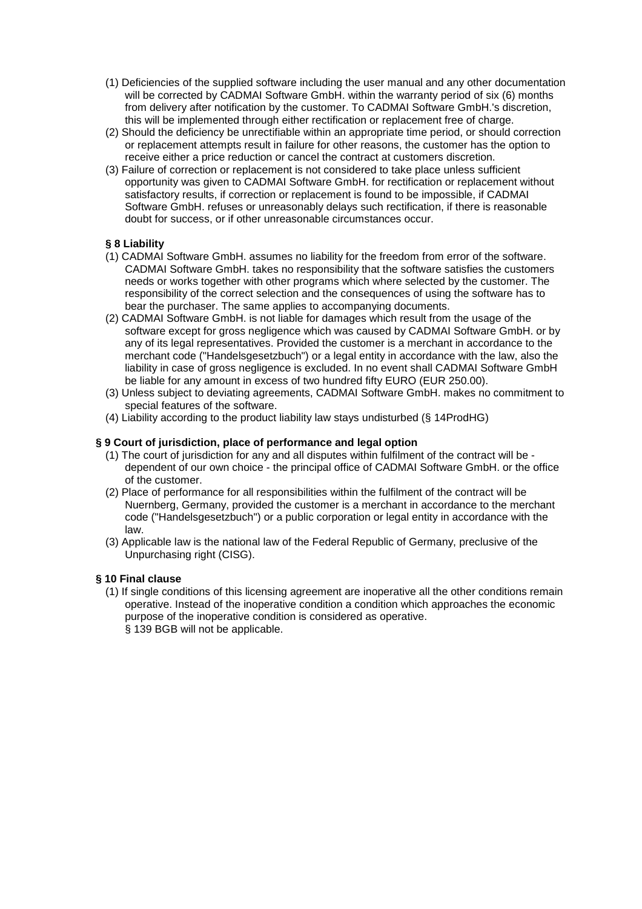(1) Deficiencies of the supplied software including the user manual and any other documentation will be corrected by CADMAI Software GmbH. within the warranty period of six (6) months from delivery after notification by the customer. To CADMAI Software GmbH.'s discretion, this will be implemented through either rectification or replacement free of charge.

(2) Should the deficiency be unrectifiable within an appropriate time period, or should correction or replacement attempts result in failure for other reasons, the customer has the option to receive either a price reduction or cancel the contract at customers discretion.

(3) Failure of correction or replacement is not considered to take place unless sufficient opportunity was given to CADMAI Software GmbH. for rectification or replacement without satisfactory results, if correction or replacement is found to be impossible, if CADMAI Software GmbH. refuses or unreasonably delays such rectification, if there is reasonable doubt for success, or if other unreasonable circumstances occur.

**§ 8 Liability**

(1) CADMAI Software GmbH. assumes no liability for the freedom from error of the software. CADMAI Software GmbH. takes no responsibility that the software satisfies the customers needs or works together with other programs which where selected by the customer. The responsibility of the correct selection and the consequences of using the software has to bear the purchaser. The same applies to accompanying documents.

(2) CADMAI Software GmbH. is not liable for damages which result from the usage of the software except for gross negligence which was caused by CADMAI Software GmbH. or by any of its legal representatives. Provided the customer is a merchant in accordance to the merchant code ("Handelsgesetzbuch") or a legal entity in accordance with the law, also the liability in case of gross negligence is excluded. In no event shall CADMAI Software GmbH be liable for any amount in excess of two hundred fifty EURO (EUR 250.00).

(3) Unless subject to deviating agreements, CADMAI Software GmbH. makes no commitment to special features of the software.

(4) Liability according to the product liability law stays undisturbed (§ 14ProdHG)

**§ 9 Court of jurisdiction, place of performance and legal option**

(1) The court of jurisdiction for any and all disputes within fulfilment of the contract will be - dependent of our own choice - the principal office of CADMAI Software GmbH. or the office of the customer.

(2) Place of performance for all responsibilities within the fulfilment of the contract will be Nuernberg, Germany, provided the customer is a merchant in accordance to the merchant code ("Handelsgesetzbuch") or a public corporation or legal entity in accordance with the law.

(3) Applicable law is the national law of the Federal Republic of Germany, preclusive of the Unpurchasing right (CISG).

**§ 10 Final clause**

(1) If single conditions of this licensing agreement are inoperative all the other conditions remain operative. Instead of the inoperative condition a condition which approaches the economic purpose of the inoperative condition is considered as operative.
§ 139 BGB will not be applicable.